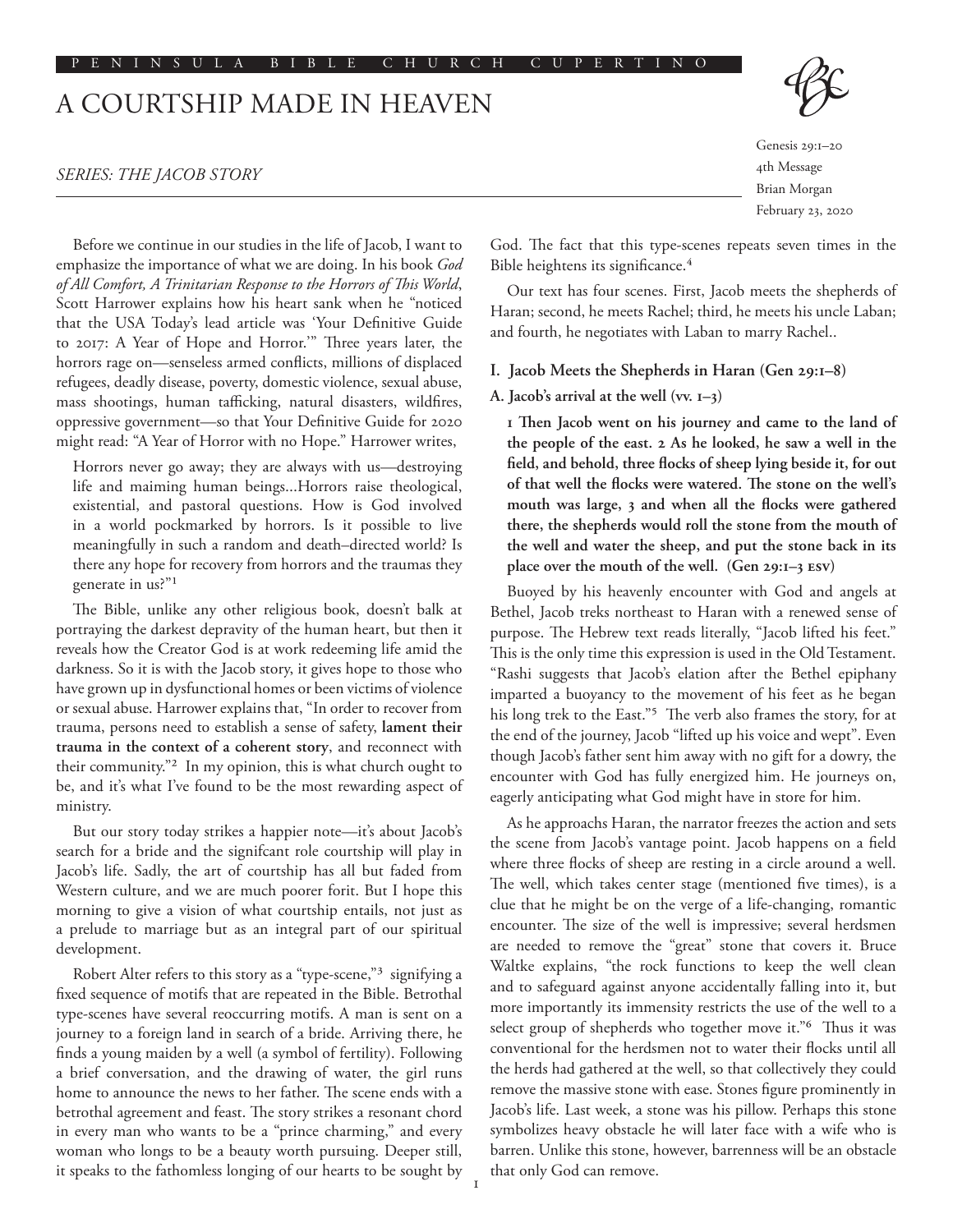# A COURTSHIP MADE IN HEAVEN

*SERIES: THE JACOB STORY*

Genesis 29:1–20
4th Message
Brian Morgan
February 23, 2020

Before we continue in our studies in the life of Jacob, I want to emphasize the importance of what we are doing. In his book *God of All Comfort, A Trinitarian Response to the Horrors of This World*, Scott Harrower explains how his heart sank when he "noticed that the USA Today's lead article was 'Your Definitive Guide to 2017: A Year of Hope and Horror.'" Three years later, the horrors rage on—senseless armed conflicts, millions of displaced refugees, deadly disease, poverty, domestic violence, sexual abuse, mass shootings, human tafficking, natural disasters, wildfires, oppressive government—so that Your Definitive Guide for 2020 might read: "A Year of Horror with no Hope." Harrower writes,

> Horrors never go away; they are always with us—destroying life and maiming human beings...Horrors raise theological, existential, and pastoral questions. How is God involved in a world pockmarked by horrors. Is it possible to live meaningfully in such a random and death–directed world? Is there any hope for recovery from horrors and the traumas they generate in us?"[1]

The Bible, unlike any other religious book, doesn't balk at portraying the darkest depravity of the human heart, but then it reveals how the Creator God is at work redeeming life amid the darkness. So it is with the Jacob story, it gives hope to those who have grown up in dysfunctional homes or been victims of violence or sexual abuse. Harrower explains that, "In order to recover from trauma, persons need to establish a sense of safety, **lament their trauma in the context of a coherent story**, and reconnect with their community."[2] In my opinion, this is what church ought to be, and it's what I've found to be the most rewarding aspect of ministry.

But our story today strikes a happier note—it's about Jacob's search for a bride and the signifcant role courtship will play in Jacob's life. Sadly, the art of courtship has all but faded from Western culture, and we are much poorer forit. But I hope this morning to give a vision of what courtship entails, not just as a prelude to marriage but as an integral part of our spiritual development.

Robert Alter refers to this story as a "type-scene,"[3] signifying a fixed sequence of motifs that are repeated in the Bible. Betrothal type-scenes have several reoccurring motifs. A man is sent on a journey to a foreign land in search of a bride. Arriving there, he finds a young maiden by a well (a symbol of fertility). Following a brief conversation, and the drawing of water, the girl runs home to announce the news to her father. The scene ends with a betrothal agreement and feast. The story strikes a resonant chord in every man who wants to be a "prince charming," and every woman who longs to be a beauty worth pursuing. Deeper still, it speaks to the fathomless longing of our hearts to be sought by God. The fact that this type-scenes repeats seven times in the Bible heightens its significance.[4]

Our text has four scenes. First, Jacob meets the shepherds of Haran; second, he meets Rachel; third, he meets his uncle Laban; and fourth, he negotiates with Laban to marry Rachel..

## I. Jacob Meets the Shepherds in Haran (Gen 29:1–8)

### A. Jacob's arrival at the well (vv. 1–3)

> **1 Then Jacob went on his journey and came to the land of the people of the east. 2 As he looked, he saw a well in the field, and behold, three flocks of sheep lying beside it, for out of that well the flocks were watered. The stone on the well's mouth was large, 3 and when all the flocks were gathered there, the shepherds would roll the stone from the mouth of the well and water the sheep, and put the stone back in its place over the mouth of the well. (Gen 29:1–3 ESV)**

Buoyed by his heavenly encounter with God and angels at Bethel, Jacob treks northeast to Haran with a renewed sense of purpose. The Hebrew text reads literally, "Jacob lifted his feet." This is the only time this expression is used in the Old Testament. "Rashi suggests that Jacob's elation after the Bethel epiphany imparted a buoyancy to the movement of his feet as he began his long trek to the East."[5] The verb also frames the story, for at the end of the journey, Jacob "lifted up his voice and wept". Even though Jacob's father sent him away with no gift for a dowry, the encounter with God has fully energized him. He journeys on, eagerly anticipating what God might have in store for him.

As he approachs Haran, the narrator freezes the action and sets the scene from Jacob's vantage point. Jacob happens on a field where three flocks of sheep are resting in a circle around a well. The well, which takes center stage (mentioned five times), is a clue that he might be on the verge of a life-changing, romantic encounter. The size of the well is impressive; several herdsmen are needed to remove the "great" stone that covers it. Bruce Waltke explains, "the rock functions to keep the well clean and to safeguard against anyone accidentally falling into it, but more importantly its immensity restricts the use of the well to a select group of shepherds who together move it."[6] Thus it was conventional for the herdsmen not to water their flocks until all the herds had gathered at the well, so that collectively they could remove the massive stone with ease. Stones figure prominently in Jacob's life. Last week, a stone was his pillow. Perhaps this stone symbolizes heavy obstacle he will later face with a wife who is barren. Unlike this stone, however, barrenness will be an obstacle that only God can remove.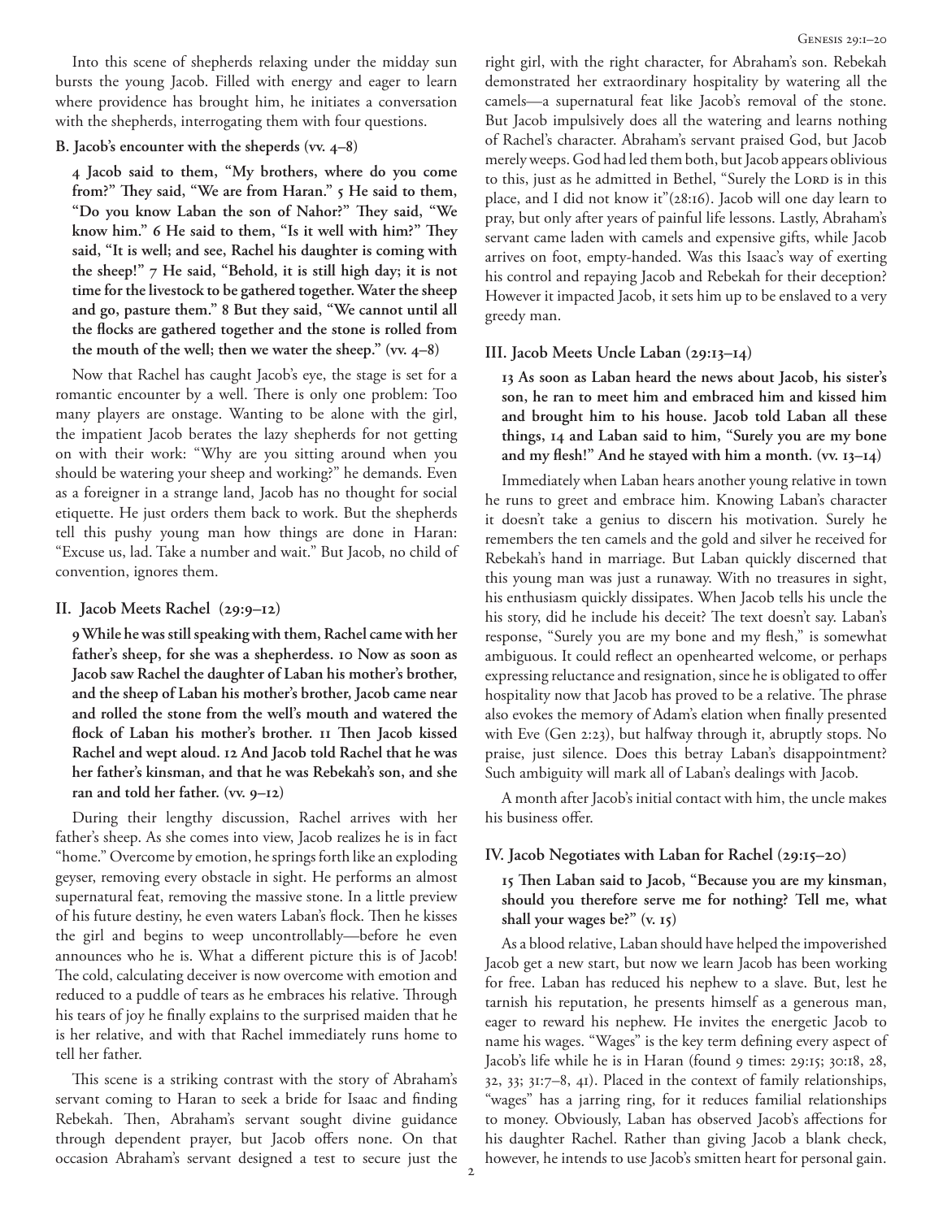Into this scene of shepherds relaxing under the midday sun bursts the young Jacob. Filled with energy and eager to learn where providence has brought him, he initiates a conversation with the shepherds, interrogating them with four questions.

**B. Jacob's encounter with the sheperds (vv. 4–8)**

> **4 Jacob said to them, "My brothers, where do you come from?" They said, "We are from Haran." 5 He said to them, "Do you know Laban the son of Nahor?" They said, "We know him." 6 He said to them, "Is it well with him?" They said, "It is well; and see, Rachel his daughter is coming with the sheep!" 7 He said, "Behold, it is still high day; it is not time for the livestock to be gathered together. Water the sheep and go, pasture them." 8 But they said, "We cannot until all the flocks are gathered together and the stone is rolled from the mouth of the well; then we water the sheep." (vv. 4–8)**

Now that Rachel has caught Jacob's eye, the stage is set for a romantic encounter by a well. There is only one problem: Too many players are onstage. Wanting to be alone with the girl, the impatient Jacob berates the lazy shepherds for not getting on with their work: "Why are you sitting around when you should be watering your sheep and working?" he demands. Even as a foreigner in a strange land, Jacob has no thought for social etiquette. He just orders them back to work. But the shepherds tell this pushy young man how things are done in Haran: "Excuse us, lad. Take a number and wait." But Jacob, no child of convention, ignores them.

## II. Jacob Meets Rachel (29:9–12)

> **9 While he was still speaking with them, Rachel came with her father's sheep, for she was a shepherdess. 10 Now as soon as Jacob saw Rachel the daughter of Laban his mother's brother, and the sheep of Laban his mother's brother, Jacob came near and rolled the stone from the well's mouth and watered the flock of Laban his mother's brother. 11 Then Jacob kissed Rachel and wept aloud. 12 And Jacob told Rachel that he was her father's kinsman, and that he was Rebekah's son, and she ran and told her father. (vv. 9–12)**

During their lengthy discussion, Rachel arrives with her father's sheep. As she comes into view, Jacob realizes he is in fact "home." Overcome by emotion, he springs forth like an exploding geyser, removing every obstacle in sight. He performs an almost supernatural feat, removing the massive stone. In a little preview of his future destiny, he even waters Laban's flock. Then he kisses the girl and begins to weep uncontrollably—before he even announces who he is. What a different picture this is of Jacob! The cold, calculating deceiver is now overcome with emotion and reduced to a puddle of tears as he embraces his relative. Through his tears of joy he finally explains to the surprised maiden that he is her relative, and with that Rachel immediately runs home to tell her father.

This scene is a striking contrast with the story of Abraham's servant coming to Haran to seek a bride for Isaac and finding Rebekah. Then, Abraham's servant sought divine guidance through dependent prayer, but Jacob offers none. On that occasion Abraham's servant designed a test to secure just the right girl, with the right character, for Abraham's son. Rebekah demonstrated her extraordinary hospitality by watering all the camels—a supernatural feat like Jacob's removal of the stone. But Jacob impulsively does all the watering and learns nothing of Rachel's character. Abraham's servant praised God, but Jacob merely weeps. God had led them both, but Jacob appears oblivious to this, just as he admitted in Bethel, "Surely the Lord is in this place, and I did not know it"(28:16). Jacob will one day learn to pray, but only after years of painful life lessons. Lastly, Abraham's servant came laden with camels and expensive gifts, while Jacob arrives on foot, empty-handed. Was this Isaac's way of exerting his control and repaying Jacob and Rebekah for their deception? However it impacted Jacob, it sets him up to be enslaved to a very greedy man.

## III. Jacob Meets Uncle Laban (29:13–14)

> **13 As soon as Laban heard the news about Jacob, his sister's son, he ran to meet him and embraced him and kissed him and brought him to his house. Jacob told Laban all these things, 14 and Laban said to him, "Surely you are my bone and my flesh!" And he stayed with him a month. (vv. 13–14)**

Immediately when Laban hears another young relative in town he runs to greet and embrace him. Knowing Laban's character it doesn't take a genius to discern his motivation. Surely he remembers the ten camels and the gold and silver he received for Rebekah's hand in marriage. But Laban quickly discerned that this young man was just a runaway. With no treasures in sight, his enthusiasm quickly dissipates. When Jacob tells his uncle the his story, did he include his deceit? The text doesn't say. Laban's response, "Surely you are my bone and my flesh," is somewhat ambiguous. It could reflect an openhearted welcome, or perhaps expressing reluctance and resignation, since he is obligated to offer hospitality now that Jacob has proved to be a relative. The phrase also evokes the memory of Adam's elation when finally presented with Eve (Gen 2:23), but halfway through it, abruptly stops. No praise, just silence. Does this betray Laban's disappointment? Such ambiguity will mark all of Laban's dealings with Jacob.

A month after Jacob's initial contact with him, the uncle makes his business offer.

## IV. Jacob Negotiates with Laban for Rachel (29:15–20)

> **15 Then Laban said to Jacob, "Because you are my kinsman, should you therefore serve me for nothing? Tell me, what shall your wages be?" (v. 15)**

As a blood relative, Laban should have helped the impoverished Jacob get a new start, but now we learn Jacob has been working for free. Laban has reduced his nephew to a slave. But, lest he tarnish his reputation, he presents himself as a generous man, eager to reward his nephew. He invites the energetic Jacob to name his wages. "Wages" is the key term defining every aspect of Jacob's life while he is in Haran (found 9 times: 29:15; 30:18, 28, 32, 33; 31:7–8, 41). Placed in the context of family relationships, "wages" has a jarring ring, for it reduces familial relationships to money. Obviously, Laban has observed Jacob's affections for his daughter Rachel. Rather than giving Jacob a blank check, however, he intends to use Jacob's smitten heart for personal gain.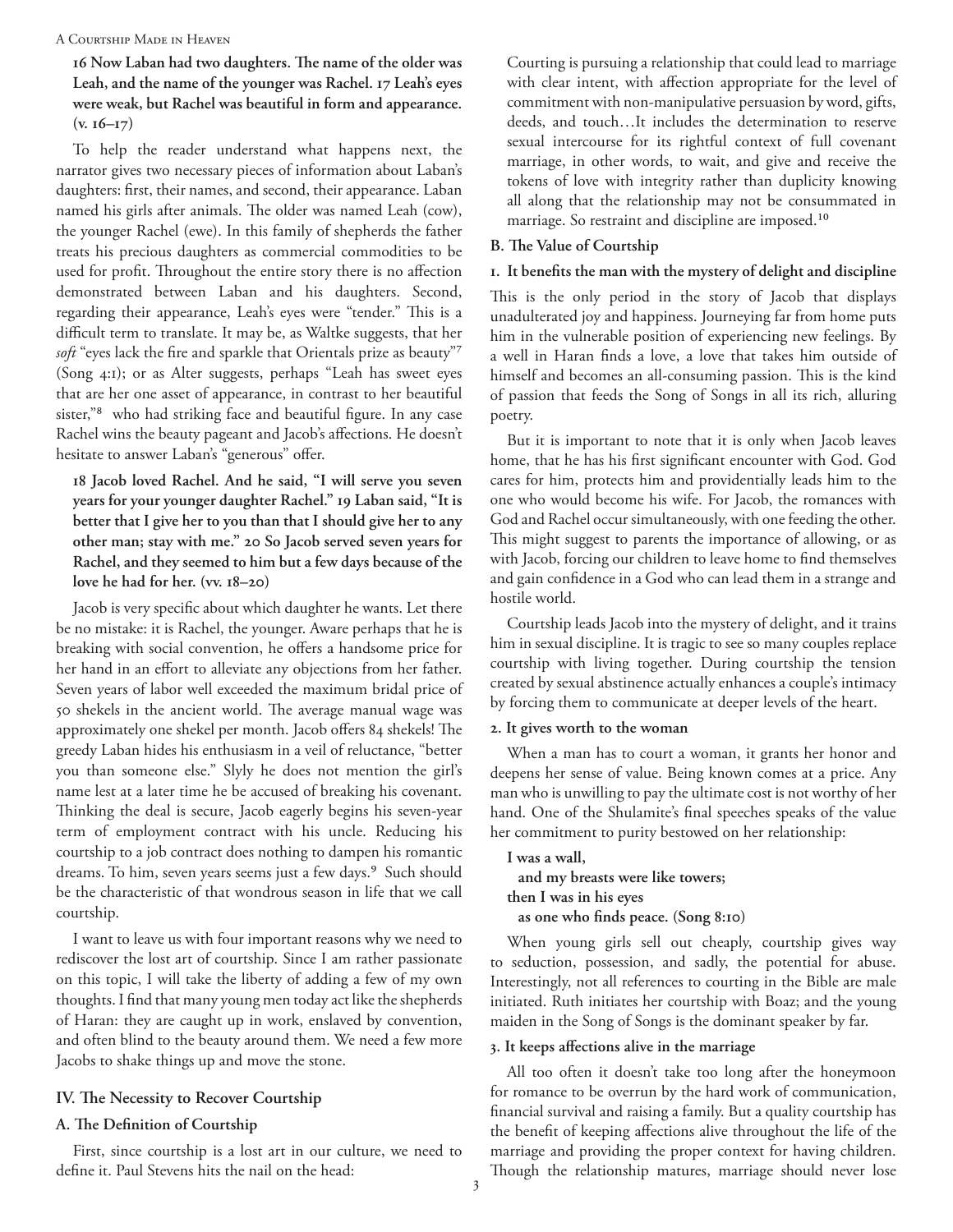**16 Now Laban had two daughters. The name of the older was Leah, and the name of the younger was Rachel. 17 Leah's eyes were weak, but Rachel was beautiful in form and appearance. (v. 16–17)**

To help the reader understand what happens next, the narrator gives two necessary pieces of information about Laban's daughters: first, their names, and second, their appearance. Laban named his girls after animals. The older was named Leah (cow), the younger Rachel (ewe). In this family of shepherds the father treats his precious daughters as commercial commodities to be used for profit. Throughout the entire story there is no affection demonstrated between Laban and his daughters. Second, regarding their appearance, Leah's eyes were "tender." This is a difficult term to translate. It may be, as Waltke suggests, that her *soft* "eyes lack the fire and sparkle that Orientals prize as beauty"[7] (Song 4:1); or as Alter suggests, perhaps "Leah has sweet eyes that are her one asset of appearance, in contrast to her beautiful sister,"[8] who had striking face and beautiful figure. In any case Rachel wins the beauty pageant and Jacob's affections. He doesn't hesitate to answer Laban's "generous" offer.

**18 Jacob loved Rachel. And he said, "I will serve you seven years for your younger daughter Rachel." 19 Laban said, "It is better that I give her to you than that I should give her to any other man; stay with me." 20 So Jacob served seven years for Rachel, and they seemed to him but a few days because of the love he had for her. (vv. 18–20)**

Jacob is very specific about which daughter he wants. Let there be no mistake: it is Rachel, the younger. Aware perhaps that he is breaking with social convention, he offers a handsome price for her hand in an effort to alleviate any objections from her father. Seven years of labor well exceeded the maximum bridal price of 50 shekels in the ancient world. The average manual wage was approximately one shekel per month. Jacob offers 84 shekels! The greedy Laban hides his enthusiasm in a veil of reluctance, "better you than someone else." Slyly he does not mention the girl's name lest at a later time he be accused of breaking his covenant. Thinking the deal is secure, Jacob eagerly begins his seven-year term of employment contract with his uncle. Reducing his courtship to a job contract does nothing to dampen his romantic dreams. To him, seven years seems just a few days.[9] Such should be the characteristic of that wondrous season in life that we call courtship.

I want to leave us with four important reasons why we need to rediscover the lost art of courtship. Since I am rather passionate on this topic, I will take the liberty of adding a few of my own thoughts. I find that many young men today act like the shepherds of Haran: they are caught up in work, enslaved by convention, and often blind to the beauty around them. We need a few more Jacobs to shake things up and move the stone.

## IV. The Necessity to Recover Courtship

### A. The Definition of Courtship

First, since courtship is a lost art in our culture, we need to define it. Paul Stevens hits the nail on the head:

> Courting is pursuing a relationship that could lead to marriage with clear intent, with affection appropriate for the level of commitment with non-manipulative persuasion by word, gifts, deeds, and touch…It includes the determination to reserve sexual intercourse for its rightful context of full covenant marriage, in other words, to wait, and give and receive the tokens of love with integrity rather than duplicity knowing all along that the relationship may not be consummated in marriage. So restraint and discipline are imposed.[10]

### B. The Value of Courtship

#### 1. It benefits the man with the mystery of delight and discipline

This is the only period in the story of Jacob that displays unadulterated joy and happiness. Journeying far from home puts him in the vulnerable position of experiencing new feelings. By a well in Haran finds a love, a love that takes him outside of himself and becomes an all-consuming passion. This is the kind of passion that feeds the Song of Songs in all its rich, alluring poetry.

But it is important to note that it is only when Jacob leaves home, that he has his first significant encounter with God. God cares for him, protects him and providentially leads him to the one who would become his wife. For Jacob, the romances with God and Rachel occur simultaneously, with one feeding the other. This might suggest to parents the importance of allowing, or as with Jacob, forcing our children to leave home to find themselves and gain confidence in a God who can lead them in a strange and hostile world.

Courtship leads Jacob into the mystery of delight, and it trains him in sexual discipline. It is tragic to see so many couples replace courtship with living together. During courtship the tension created by sexual abstinence actually enhances a couple's intimacy by forcing them to communicate at deeper levels of the heart.

#### 2. It gives worth to the woman

When a man has to court a woman, it grants her honor and deepens her sense of value. Being known comes at a price. Any man who is unwilling to pay the ultimate cost is not worthy of her hand. One of the Shulamite's final speeches speaks of the value her commitment to purity bestowed on her relationship:

> **I was a wall,**
> **and my breasts were like towers;**
> **then I was in his eyes**
> **as one who finds peace. (Song 8:10)**

When young girls sell out cheaply, courtship gives way to seduction, possession, and sadly, the potential for abuse. Interestingly, not all references to courting in the Bible are male initiated. Ruth initiates her courtship with Boaz; and the young maiden in the Song of Songs is the dominant speaker by far.

#### 3. It keeps affections alive in the marriage

All too often it doesn't take too long after the honeymoon for romance to be overrun by the hard work of communication, financial survival and raising a family. But a quality courtship has the benefit of keeping affections alive throughout the life of the marriage and providing the proper context for having children. Though the relationship matures, marriage should never lose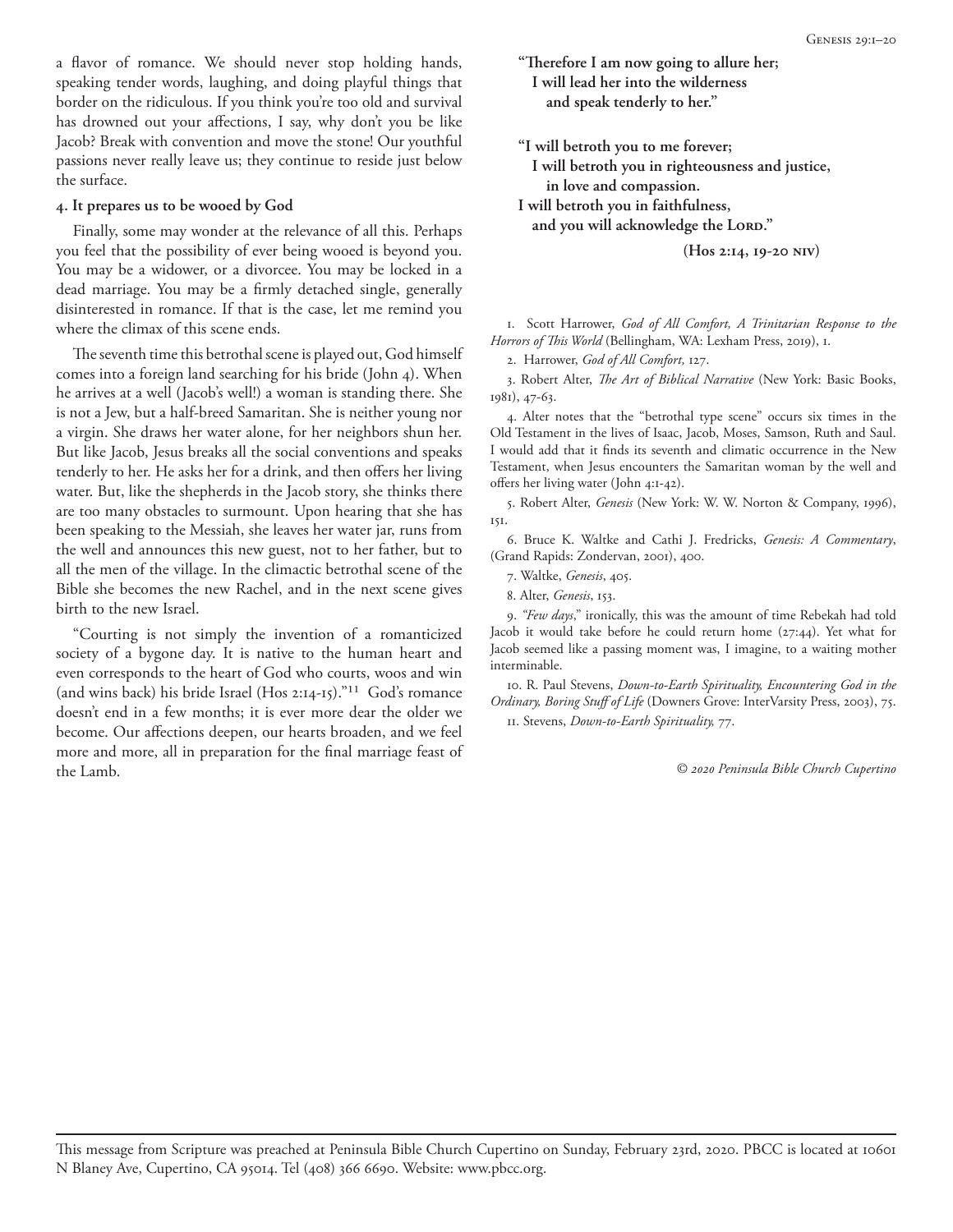a flavor of romance. We should never stop holding hands, speaking tender words, laughing, and doing playful things that border on the ridiculous. If you think you're too old and survival has drowned out your affections, I say, why don't you be like Jacob? Break with convention and move the stone! Our youthful passions never really leave us; they continue to reside just below the surface.

**4. It prepares us to be wooed by God**

Finally, some may wonder at the relevance of all this. Perhaps you feel that the possibility of ever being wooed is beyond you. You may be a widower, or a divorcee. You may be locked in a dead marriage. You may be a firmly detached single, generally disinterested in romance. If that is the case, let me remind you where the climax of this scene ends.

The seventh time this betrothal scene is played out, God himself comes into a foreign land searching for his bride (John 4). When he arrives at a well (Jacob's well!) a woman is standing there. She is not a Jew, but a half-breed Samaritan. She is neither young nor a virgin. She draws her water alone, for her neighbors shun her. But like Jacob, Jesus breaks all the social conventions and speaks tenderly to her. He asks her for a drink, and then offers her living water. But, like the shepherds in the Jacob story, she thinks there are too many obstacles to surmount. Upon hearing that she has been speaking to the Messiah, she leaves her water jar, runs from the well and announces this new guest, not to her father, but to all the men of the village. In the climactic betrothal scene of the Bible she becomes the new Rachel, and in the next scene gives birth to the new Israel.

"Courting is not simply the invention of a romanticized society of a bygone day. It is native to the human heart and even corresponds to the heart of God who courts, woos and win (and wins back) his bride Israel (Hos 2:14-15)."[11] God's romance doesn't end in a few months; it is ever more dear the older we become. Our affections deepen, our hearts broaden, and we feel more and more, all in preparation for the final marriage feast of the Lamb.

**"Therefore I am now going to allure her;**
**I will lead her into the wilderness**
**and speak tenderly to her."**

**"I will betroth you to me forever;**
**I will betroth you in righteousness and justice,**
**in love and compassion.**
**I will betroth you in faithfulness,**
**and you will acknowledge the Lord."**

**(Hos 2:14, 19-20 NIV)**

1. Scott Harrower, *God of All Comfort, A Trinitarian Response to the Horrors of This World* (Bellingham, WA: Lexham Press, 2019), 1.

2. Harrower, *God of All Comfort,* 127.

3. Robert Alter, *The Art of Biblical Narrative* (New York: Basic Books, 1981), 47-63.

4. Alter notes that the "betrothal type scene" occurs six times in the Old Testament in the lives of Isaac, Jacob, Moses, Samson, Ruth and Saul. I would add that it finds its seventh and climatic occurrence in the New Testament, when Jesus encounters the Samaritan woman by the well and offers her living water (John 4:1-42).

5. Robert Alter, *Genesis* (New York: W. W. Norton & Company, 1996), 151.

6. Bruce K. Waltke and Cathi J. Fredricks, *Genesis: A Commentary*, (Grand Rapids: Zondervan, 2001), 400.

7. Waltke, *Genesis*, 405.

8. Alter, *Genesis*, 153.

9. *"Few days*," ironically, this was the amount of time Rebekah had told Jacob it would take before he could return home (27:44). Yet what for Jacob seemed like a passing moment was, I imagine, to a waiting mother interminable.

10. R. Paul Stevens, *Down-to-Earth Spirituality, Encountering God in the Ordinary, Boring Stuff of Life* (Downers Grove: InterVarsity Press, 2003), 75.

11. Stevens, *Down-to-Earth Spirituality,* 77.

*© 2020 Peninsula Bible Church Cupertino*

This message from Scripture was preached at Peninsula Bible Church Cupertino on Sunday, February 23rd, 2020. PBCC is located at 10601 N Blaney Ave, Cupertino, CA 95014. Tel (408) 366 6690. Website: www.pbcc.org.